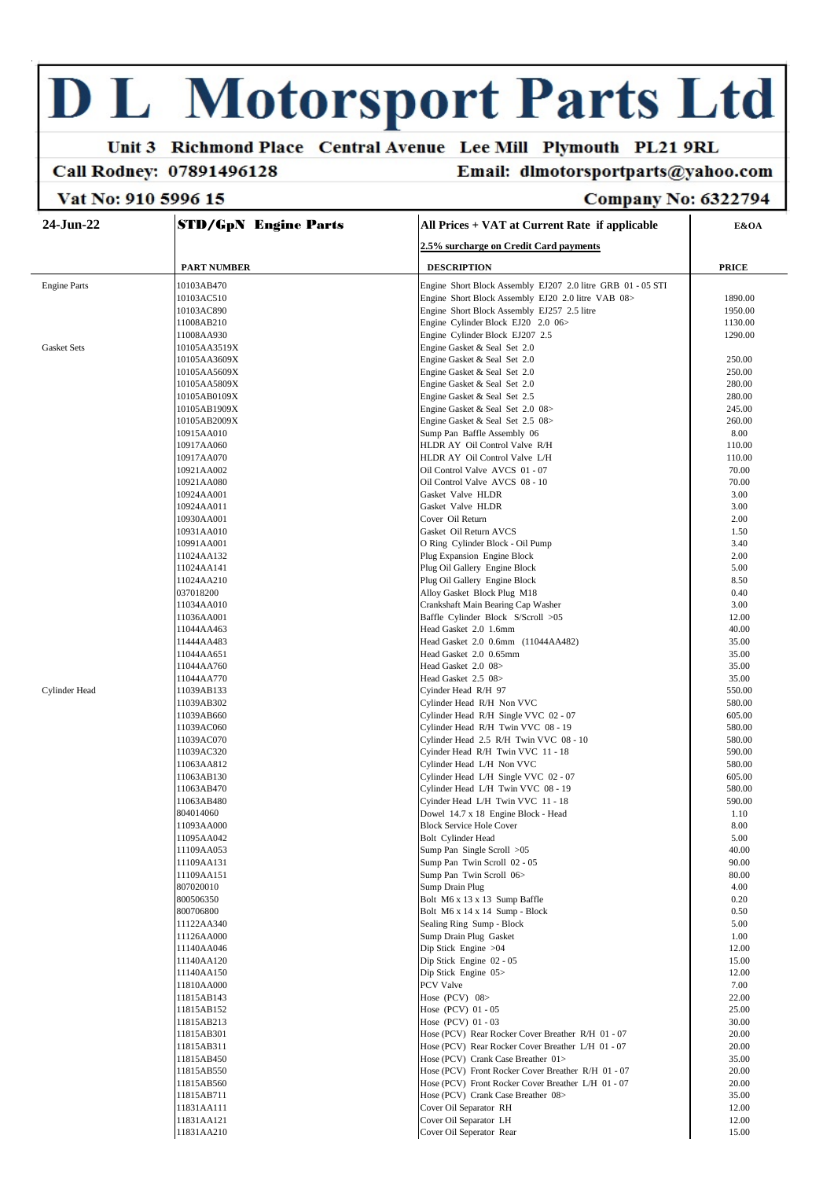# D L Motorsport Parts Ltd

**Unit 3 Richmond Place Central Avenue Lee Mill Plymouth PL21 9RL**

**Call Rodney: 07891496128** **Email: dlmotorsportparts@yahoo.com**

**Vat No: 910 5996 15** **Company No: 6322794**

| 24-Jun-22 | STD/GpN Engine Parts | All Prices + VAT at Current Rate if applicable<br>2.5% surcharge on Credit Card payments | E&OA |
|---|---|---|---|
| | **PART NUMBER** | **DESCRIPTION** | **PRICE** |
| Engine Parts | 10103AB470 | Engine Short Block Assembly EJ207 2.0 litre GRB 01 - 05 STI | |
| | 10103AC510 | Engine Short Block Assembly EJ20 2.0 litre VAB 08> | 1890.00 |
| | 10103AC890 | Engine Short Block Assembly EJ257 2.5 litre | 1950.00 |
| | 11008AB210 | Engine Cylinder Block EJ20 2.0 06> | 1130.00 |
| | 11008AA930 | Engine Cylinder Block EJ207 2.5 | 1290.00 |
| Gasket Sets | 10105AA3519X | Engine Gasket & Seal Set 2.0 | |
| | 10105AA3609X | Engine Gasket & Seal Set 2.0 | 250.00 |
| | 10105AA5609X | Engine Gasket & Seal Set 2.0 | 250.00 |
| | 10105AA5809X | Engine Gasket & Seal Set 2.0 | 280.00 |
| | 10105AB0109X | Engine Gasket & Seal Set 2.5 | 280.00 |
| | 10105AB1909X | Engine Gasket & Seal Set 2.0 08> | 245.00 |
| | 10105AB2009X | Engine Gasket & Seal Set 2.5 08> | 260.00 |
| | 10915AA010 | Sump Pan Baffle Assembly 06 | 8.00 |
| | 10917AA060 | HLDR AY Oil Control Valve R/H | 110.00 |
| | 10917AA070 | HLDR AY Oil Control Valve L/H | 110.00 |
| | 10921AA002 | Oil Control Valve AVCS 01 - 07 | 70.00 |
| | 10921AA080 | Oil Control Valve AVCS 08 - 10 | 70.00 |
| | 10924AA001 | Gasket Valve HLDR | 3.00 |
| | 10924AA011 | Gasket Valve HLDR | 3.00 |
| | 10930AA001 | Cover Oil Return | 2.00 |
| | 10931AA010 | Gasket Oil Return AVCS | 1.50 |
| | 10991AA001 | O Ring Cylinder Block - Oil Pump | 3.40 |
| | 11024AA132 | Plug Expansion Engine Block | 2.00 |
| | 11024AA141 | Plug Oil Gallery Engine Block | 5.00 |
| | 11024AA210 | Plug Oil Gallery Engine Block | 8.50 |
| | 037018200 | Alloy Gasket Block Plug M18 | 0.40 |
| | 11034AA010 | Crankshaft Main Bearing Cap Washer | 3.00 |
| | 11036AA001 | Baffle Cylinder Block S/Scroll >05 | 12.00 |
| | 11044AA463 | Head Gasket 2.0 1.6mm | 40.00 |
| | 11444AA483 | Head Gasket 2.0 0.6mm (11044AA482) | 35.00 |
| | 11044AA651 | Head Gasket 2.0 0.65mm | 35.00 |
| | 11044AA760 | Head Gasket 2.0 08> | 35.00 |
| | 11044AA770 | Head Gasket 2.5 08> | 35.00 |
| Cylinder Head | 11039AB133 | Cyinder Head R/H 97 | 550.00 |
| | 11039AB302 | Cylinder Head R/H Non VVC | 580.00 |
| | 11039AB660 | Cylinder Head R/H Single VVC 02 - 07 | 605.00 |
| | 11039AC060 | Cylinder Head R/H Twin VVC 08 - 19 | 580.00 |
| | 11039AC070 | Cylinder Head 2.5 R/H Twin VVC 08 - 10 | 580.00 |
| | 11039AC320 | Cyinder Head R/H Twin VVC 11 - 18 | 590.00 |
| | 11063AA812 | Cylinder Head L/H Non VVC | 580.00 |
| | 11063AB130 | Cylinder Head L/H Single VVC 02 - 07 | 605.00 |
| | 11063AB470 | Cylinder Head L/H Twin VVC 08 - 19 | 580.00 |
| | 11063AB480 | Cyinder Head L/H Twin VVC 11 - 18 | 590.00 |
| | 804014060 | Dowel 14.7 x 18 Engine Block - Head | 1.10 |
| | 11093AA000 | Block Service Hole Cover | 8.00 |
| | 11095AA042 | Bolt Cylinder Head | 5.00 |
| | 11109AA053 | Sump Pan Single Scroll >05 | 40.00 |
| | 11109AA131 | Sump Pan Twin Scroll 02 - 05 | 90.00 |
| | 11109AA151 | Sump Pan Twin Scroll 06> | 80.00 |
| | 807020010 | Sump Drain Plug | 4.00 |
| | 800506350 | Bolt M6 x 13 x 13 Sump Baffle | 0.20 |
| | 800706800 | Bolt M6 x 14 x 14 Sump - Block | 0.50 |
| | 11122AA340 | Sealing Ring Sump - Block | 5.00 |
| | 11126AA000 | Sump Drain Plug Gasket | 1.00 |
| | 11140AA046 | Dip Stick Engine >04 | 12.00 |
| | 11140AA120 | Dip Stick Engine 02 - 05 | 15.00 |
| | 11140AA150 | Dip Stick Engine 05> | 12.00 |
| | 11810AA000 | PCV Valve | 7.00 |
| | 11815AB143 | Hose (PCV) 08> | 22.00 |
| | 11815AB152 | Hose (PCV) 01 - 05 | 25.00 |
| | 11815AB213 | Hose (PCV) 01 - 03 | 30.00 |
| | 11815AB301 | Hose (PCV) Rear Rocker Cover Breather R/H 01 - 07 | 20.00 |
| | 11815AB311 | Hose (PCV) Rear Rocker Cover Breather L/H 01 - 07 | 20.00 |
| | 11815AB450 | Hose (PCV) Crank Case Breather 01> | 35.00 |
| | 11815AB550 | Hose (PCV) Front Rocker Cover Breather R/H 01 - 07 | 20.00 |
| | 11815AB560 | Hose (PCV) Front Rocker Cover Breather L/H 01 - 07 | 20.00 |
| | 11815AB711 | Hose (PCV) Crank Case Breather 08> | 35.00 |
| | 11831AA111 | Cover Oil Separator RH | 12.00 |
| | 11831AA121 | Cover Oil Separator LH | 12.00 |
| | 11831AA210 | Cover Oil Seperator Rear | 15.00 |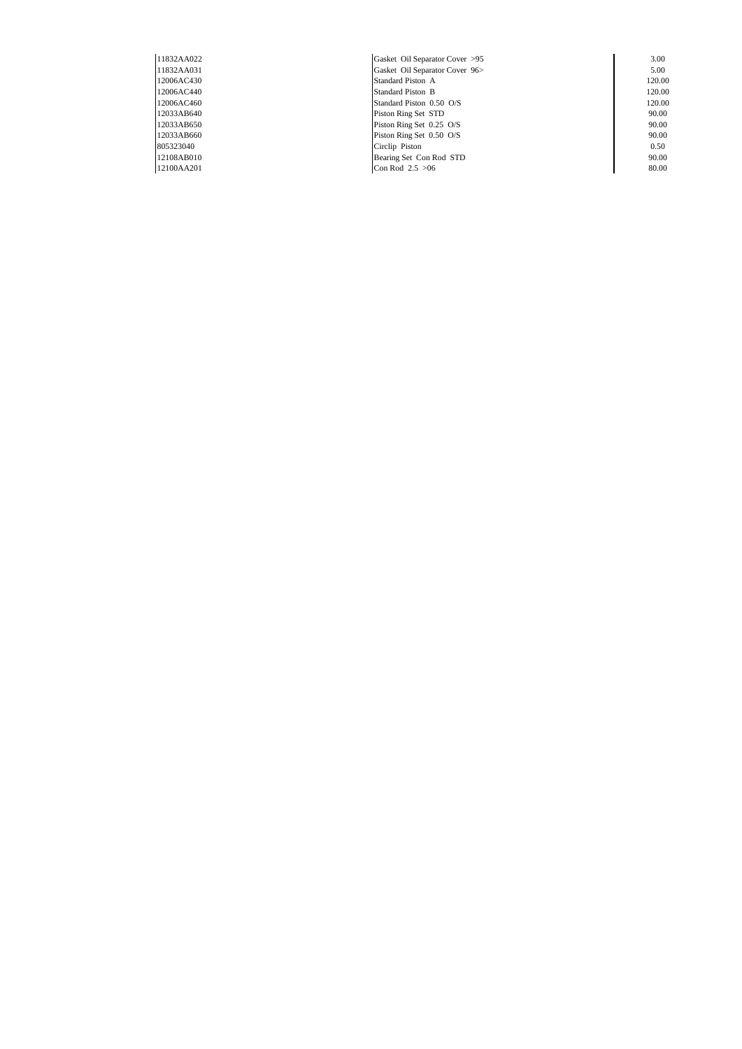| | | |
|---|---|---|
| 11832AA022 | Gasket Oil Separator Cover >95 | 3.00 |
| 11832AA031 | Gasket Oil Separator Cover 96> | 5.00 |
| 12006AC430 | Standard Piston A | 120.00 |
| 12006AC440 | Standard Piston B | 120.00 |
| 12006AC460 | Standard Piston 0.50 O/S | 120.00 |
| 12033AB640 | Piston Ring Set STD | 90.00 |
| 12033AB650 | Piston Ring Set 0.25 O/S | 90.00 |
| 12033AB660 | Piston Ring Set 0.50 O/S | 90.00 |
| 805323040 | Circlip Piston | 0.50 |
| 12108AB010 | Bearing Set Con Rod STD | 90.00 |
| 12100AA201 | Con Rod 2.5 >06 | 80.00 |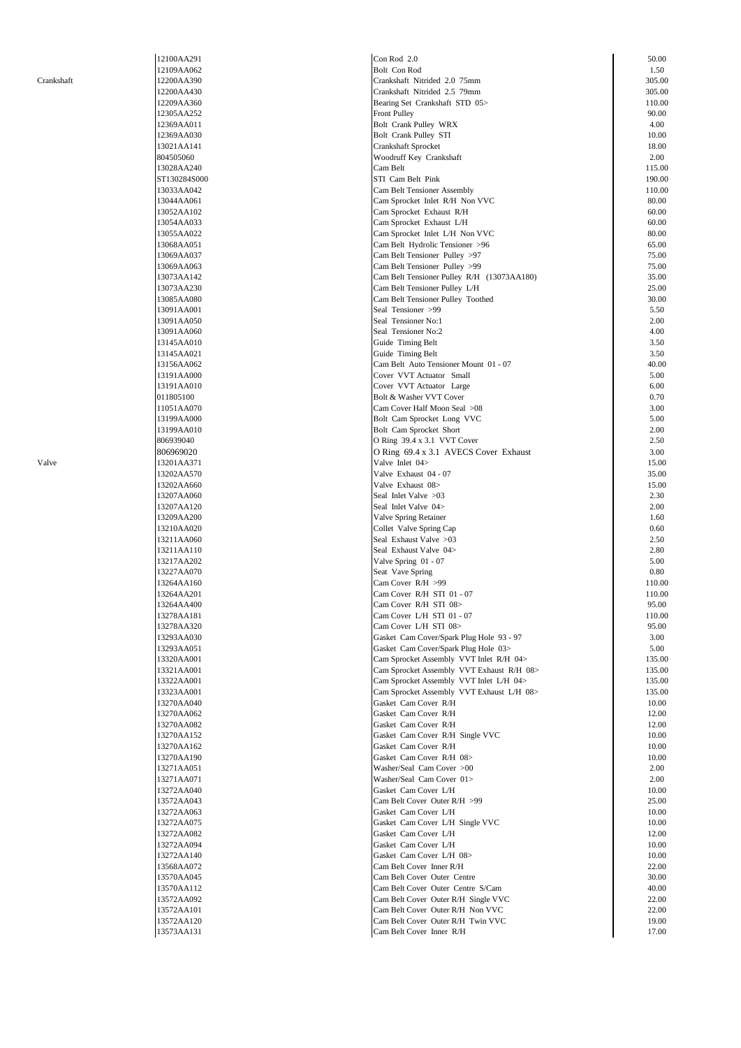| Category | Part No. | Description | Price |
|---|---|---|---|
| | 12100AA291 | Con Rod 2.0 | 50.00 |
| | 12109AA062 | Bolt Con Rod | 1.50 |
| Crankshaft | 12200AA390 | Crankshaft Nitrided 2.0 75mm | 305.00 |
| | 12200AA430 | Crankshaft Nitrided 2.5 79mm | 305.00 |
| | 12209AA360 | Bearing Set Crankshaft STD 05> | 110.00 |
| | 12305AA252 | Front Pulley | 90.00 |
| | 12369AA011 | Bolt Crank Pulley WRX | 4.00 |
| | 12369AA030 | Bolt Crank Pulley STI | 10.00 |
| | 13021AA141 | Crankshaft Sprocket | 18.00 |
| | 804505060 | Woodruff Key Crankshaft | 2.00 |
| | 13028AA240 | Cam Belt | 115.00 |
| | ST130284S000 | STI Cam Belt Pink | 190.00 |
| | 13033AA042 | Cam Belt Tensioner Assembly | 110.00 |
| | 13044AA061 | Cam Sprocket Inlet R/H Non VVC | 80.00 |
| | 13052AA102 | Cam Sprocket Exhaust R/H | 60.00 |
| | 13054AA033 | Cam Sprocket Exhaust L/H | 60.00 |
| | 13055AA022 | Cam Sprocket Inlet L/H Non VVC | 80.00 |
| | 13068AA051 | Cam Belt Hydrolic Tensioner >96 | 65.00 |
| | 13069AA037 | Cam Belt Tensioner Pulley >97 | 75.00 |
| | 13069AA063 | Cam Belt Tensioner Pulley >99 | 75.00 |
| | 13073AA142 | Cam Belt Tensioner Pulley R/H (13073AA180) | 35.00 |
| | 13073AA230 | Cam Belt Tensioner Pulley L/H | 25.00 |
| | 13085AA080 | Cam Belt Tensioner Pulley Toothed | 30.00 |
| | 13091AA001 | Seal Tensioner >99 | 5.50 |
| | 13091AA050 | Seal Tensioner No:1 | 2.00 |
| | 13091AA060 | Seal Tensioner No:2 | 4.00 |
| | 13145AA010 | Guide Timing Belt | 3.50 |
| | 13145AA021 | Guide Timing Belt | 3.50 |
| | 13156AA062 | Cam Belt Auto Tensioner Mount 01 - 07 | 40.00 |
| | 13191AA000 | Cover VVT Actuator Small | 5.00 |
| | 13191AA010 | Cover VVT Actuator Large | 6.00 |
| | 011805100 | Bolt & Washer VVT Cover | 0.70 |
| | 11051AA070 | Cam Cover Half Moon Seal >08 | 3.00 |
| | 13199AA000 | Bolt Cam Sprocket Long VVC | 5.00 |
| | 13199AA010 | Bolt Cam Sprocket Short | 2.00 |
| | 806939040 | O Ring 39.4 x 3.1 VVT Cover | 2.50 |
| | 806969020 | O Ring 69.4 x 3.1 AVECS Cover Exhaust | 3.00 |
| Valve | 13201AA371 | Valve Inlet 04> | 15.00 |
| | 13202AA570 | Valve Exhaust 04 - 07 | 35.00 |
| | 13202AA660 | Valve Exhaust 08> | 15.00 |
| | 13207AA060 | Seal Inlet Valve >03 | 2.30 |
| | 13207AA120 | Seal Inlet Valve 04> | 2.00 |
| | 13209AA200 | Valve Spring Retainer | 1.60 |
| | 13210AA020 | Collet Valve Spring Cap | 0.60 |
| | 13211AA060 | Seal Exhaust Valve >03 | 2.50 |
| | 13211AA110 | Seal Exhaust Valve 04> | 2.80 |
| | 13217AA202 | Valve Spring 01 - 07 | 5.00 |
| | 13227AA070 | Seat Vave Spring | 0.80 |
| | 13264AA160 | Cam Cover R/H >99 | 110.00 |
| | 13264AA201 | Cam Cover R/H STI 01 - 07 | 110.00 |
| | 13264AA400 | Cam Cover R/H STI 08> | 95.00 |
| | 13278AA181 | Cam Cover L/H STI 01 - 07 | 110.00 |
| | 13278AA320 | Cam Cover L/H STI 08> | 95.00 |
| | 13293AA030 | Gasket Cam Cover/Spark Plug Hole 93 - 97 | 3.00 |
| | 13293AA051 | Gasket Cam Cover/Spark Plug Hole 03> | 5.00 |
| | 13320AA001 | Cam Sprocket Assembly VVT Inlet R/H 04> | 135.00 |
| | 13321AA001 | Cam Sprocket Assembly VVT Exhaust R/H 08> | 135.00 |
| | 13322AA001 | Cam Sprocket Assembly VVT Inlet L/H 04> | 135.00 |
| | 13323AA001 | Cam Sprocket Assembly VVT Exhaust L/H 08> | 135.00 |
| | 13270AA040 | Gasket Cam Cover R/H | 10.00 |
| | 13270AA062 | Gasket Cam Cover R/H | 12.00 |
| | 13270AA082 | Gasket Cam Cover R/H | 12.00 |
| | 13270AA152 | Gasket Cam Cover R/H Single VVC | 10.00 |
| | 13270AA162 | Gasket Cam Cover R/H | 10.00 |
| | 13270AA190 | Gasket Cam Cover R/H 08> | 10.00 |
| | 13271AA051 | Washer/Seal Cam Cover >00 | 2.00 |
| | 13271AA071 | Washer/Seal Cam Cover 01> | 2.00 |
| | 13272AA040 | Gasket Cam Cover L/H | 10.00 |
| | 13572AA043 | Cam Belt Cover Outer R/H >99 | 25.00 |
| | 13272AA063 | Gasket Cam Cover L/H | 10.00 |
| | 13272AA075 | Gasket Cam Cover L/H Single VVC | 10.00 |
| | 13272AA082 | Gasket Cam Cover L/H | 12.00 |
| | 13272AA094 | Gasket Cam Cover L/H | 10.00 |
| | 13272AA140 | Gasket Cam Cover L/H 08> | 10.00 |
| | 13568AA072 | Cam Belt Cover Inner R/H | 22.00 |
| | 13570AA045 | Cam Belt Cover Outer Centre | 30.00 |
| | 13570AA112 | Cam Belt Cover Outer Centre S/Cam | 40.00 |
| | 13572AA092 | Cam Belt Cover Outer R/H Single VVC | 22.00 |
| | 13572AA101 | Cam Belt Cover Outer R/H Non VVC | 22.00 |
| | 13572AA120 | Cam Belt Cover Outer R/H Twin VVC | 19.00 |
| | 13573AA131 | Cam Belt Cover Inner R/H | 17.00 |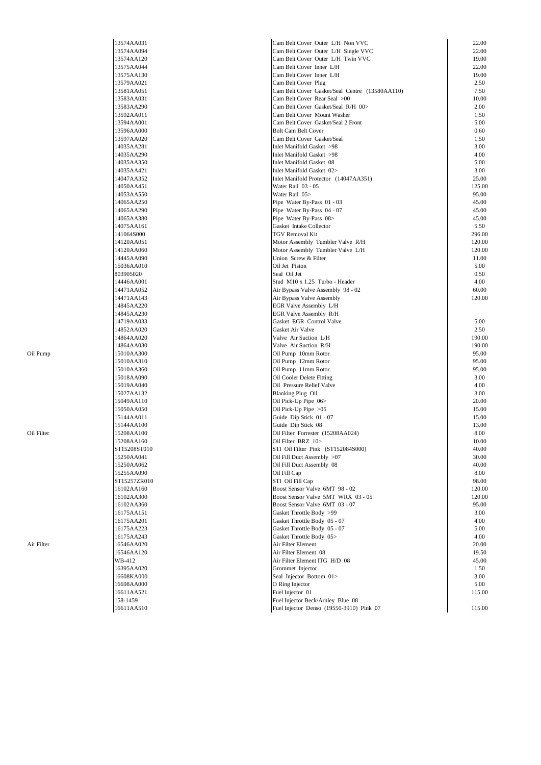| Category | Part Number | Description | Price |
|---|---|---|---|
| | 13574AA031 | Cam Belt Cover Outer L/H Non VVC | 22.00 |
| | 13574AA094 | Cam Belt Cover Outer L/H Single VVC | 22.00 |
| | 13574AA120 | Cam Belt Cover Outer L/H Twin VVC | 19.00 |
| | 13575AA044 | Cam Belt Cover Inner L/H | 22.00 |
| | 13575AA130 | Cam Belt Cover Inner L/H | 19.00 |
| | 13579AA021 | Cam Belt Cover Plug | 2.50 |
| | 13581AA051 | Cam Belt Cover Gasket/Seal Centre (13580AA110) | 7.50 |
| | 13583AA031 | Cam Belt Cover Rear Seal >00 | 10.00 |
| | 13583AA290 | Cam Belt Cover Gasket/Seal R/H 00> | 2.00 |
| | 13592AA011 | Cam Belt Cover Mount Washer | 1.50 |
| | 13594AA001 | Cam Belt Cover Gasket/Seal 2 Front | 5.00 |
| | 13596AA000 | Bolt Cam Belt Cover | 0.60 |
| | 13597AA020 | Cam Belt Cover Gasket/Seal | 1.50 |
| | 14035AA281 | Inlet Manifold Gasket >98 | 3.00 |
| | 14035AA290 | Inlet Manifold Gasket >98 | 4.00 |
| | 14035AA350 | Inlet Manifold Gasket 08 | 5.00 |
| | 14035AA421 | Inlet Manifold Gasket 02> | 3.00 |
| | 14047AA352 | Inlet Manifold Protector (14047AA351) | 25.00 |
| | 14050AA451 | Water Rail 03 - 05 | 125.00 |
| | 14053AA550 | Water Rail 05> | 95.00 |
| | 14065AA250 | Pipe Water By-Pass 01 - 03 | 45.00 |
| | 14065AA290 | Pipe Water By-Pass 04 - 07 | 45.00 |
| | 14065AA380 | Pipe Water By-Pass 08> | 45.00 |
| | 14075AA161 | Gasket Intake Collector | 5.50 |
| | 141064S000 | TGV Removal Kit | 296.00 |
| | 14120AA051 | Motor Assembly Tumbler Valve R/H | 120.00 |
| | 14120AA060 | Motor Assembly Tumbler Valve L/H | 120.00 |
| | 14445AA090 | Union Screw & Filter | 11.00 |
| | 15036AA010 | Oil Jet Piston | 5.00 |
| | 803905020 | Seal Oil Jet | 0.50 |
| | 14446AA001 | Stud M10 x 1.25 Turbo - Header | 4.00 |
| | 14471AA052 | Air Bypass Valve Assembly 98 - 02 | 60.00 |
| | 14471AA143 | Air Bypass Valve Assembly | 120.00 |
| | 14845AA220 | EGR Valve Assembly L/H | |
| | 14845AA230 | EGR Valve Assembly R/H | |
| | 14719AA033 | Gasket EGR Control Valve | 5.00 |
| | 14852AA020 | Gasket Air Valve | 2.50 |
| | 14864AA020 | Valve Air Suction L/H | 190.00 |
| | 14864AA030 | Valve Air Suction R/H | 190.00 |
| Oil Pump | 15010AA300 | Oil Pump 10mm Rotor | 95.00 |
| | 15010AA310 | Oil Pump 12mm Rotor | 95.00 |
| | 15010AA360 | Oil Pump 11mm Rotor | 95.00 |
| | 15018AA090 | Oil Cooler Delete Fitting | 3.00 |
| | 15019AA040 | Oil Pressure Relief Valve | 4.00 |
| | 15027AA132 | Blanking Plug Oil | 3.00 |
| | 15049AA110 | Oil Pick-Up Pipe 06> | 20.00 |
| | 15050AA050 | Oil Pick-Up Pipe >05 | 15.00 |
| | 15144AA011 | Guide Dip Stick 01 - 07 | 15.00 |
| | 15144AA100 | Guide Dip Stick 08 | 13.00 |
| Oil Filter | 15208AA100 | Oil Filter Forrester (15208AA024) | 8.00 |
| | 15208AA160 | Oil Filter BRZ 10> | 10.00 |
| | ST15208ST010 | STI Oil Filter Pink (ST152084S000) | 40.00 |
| | 15250AA041 | Oil Fill Duct Assembly >07 | 30.00 |
| | 15250AA062 | Oil Fill Duct Assembly 08 | 40.00 |
| | 15255AA090 | Oil Fill Cap | 8.00 |
| | ST15257ZR010 | STI Oil Fill Cap | 98.00 |
| | 16102AA160 | Boost Sensor Valve 6MT 98 - 02 | 120.00 |
| | 16102AA300 | Boost Sensor Valve 5MT WRX 03 - 05 | 120.00 |
| | 16102AA360 | Boost Sensor Valve 6MT 03 - 07 | 95.00 |
| | 16175AA151 | Gasket Throttle Body >99 | 3.00 |
| | 16175AA201 | Gasket Throttle Body 05 - 07 | 4.00 |
| | 16175AA223 | Gasket Throttle Body 05 - 07 | 5.00 |
| | 16175AA243 | Gasket Throttle Body 05> | 4.00 |
| Air Filter | 16546AA020 | Air Filter Element | 20.00 |
| | 16546AA120 | Air Filter Element 08 | 19.50 |
| | WB-412 | Air Filter Element ITG H/D 08 | 45.00 |
| | 16395AA020 | Grommet Injector | 1.50 |
| | 16608KA000 | Seal Injector Bottom 01> | 3.00 |
| | 16698AA000 | O Ring Injector | 5.00 |
| | 16611AA521 | Fuel Injector 01 | 115.00 |
| | 158-1459 | Fuel Injector Beck/Arnley Blue 08 | |
| | 16611AA510 | Fuel Injector Denso (19550-3910) Pink 07 | 115.00 |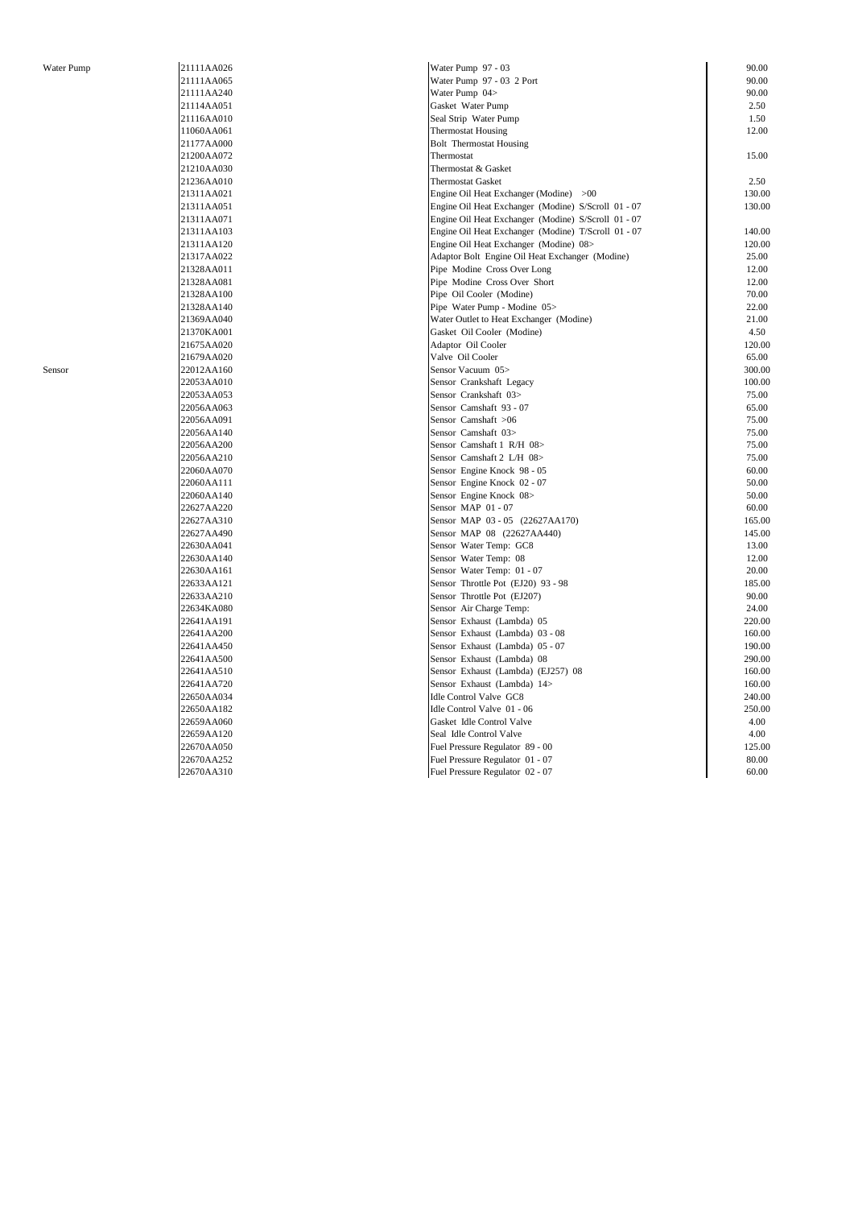| | | | |
|---|---|---|---|
| Water Pump | 21111AA026 | Water Pump 97 - 03 | 90.00 |
| | 21111AA065 | Water Pump 97 - 03 2 Port | 90.00 |
| | 21111AA240 | Water Pump 04> | 90.00 |
| | 21114AA051 | Gasket Water Pump | 2.50 |
| | 21116AA010 | Seal Strip Water Pump | 1.50 |
| | 11060AA061 | Thermostat Housing | 12.00 |
| | 21177AA000 | Bolt Thermostat Housing | |
| | 21200AA072 | Thermostat | 15.00 |
| | 21210AA030 | Thermostat & Gasket | |
| | 21236AA010 | Thermostat Gasket | 2.50 |
| | 21311AA021 | Engine Oil Heat Exchanger (Modine) >00 | 130.00 |
| | 21311AA051 | Engine Oil Heat Exchanger (Modine) S/Scroll 01 - 07 | 130.00 |
| | 21311AA071 | Engine Oil Heat Exchanger (Modine) S/Scroll 01 - 07 | |
| | 21311AA103 | Engine Oil Heat Exchanger (Modine) T/Scroll 01 - 07 | 140.00 |
| | 21311AA120 | Engine Oil Heat Exchanger (Modine) 08> | 120.00 |
| | 21317AA022 | Adaptor Bolt Engine Oil Heat Exchanger (Modine) | 25.00 |
| | 21328AA011 | Pipe Modine Cross Over Long | 12.00 |
| | 21328AA081 | Pipe Modine Cross Over Short | 12.00 |
| | 21328AA100 | Pipe Oil Cooler (Modine) | 70.00 |
| | 21328AA140 | Pipe Water Pump - Modine 05> | 22.00 |
| | 21369AA040 | Water Outlet to Heat Exchanger (Modine) | 21.00 |
| | 21370KA001 | Gasket Oil Cooler (Modine) | 4.50 |
| | 21675AA020 | Adaptor Oil Cooler | 120.00 |
| | 21679AA020 | Valve Oil Cooler | 65.00 |
| Sensor | 22012AA160 | Sensor Vacuum 05> | 300.00 |
| | 22053AA010 | Sensor Crankshaft Legacy | 100.00 |
| | 22053AA053 | Sensor Crankshaft 03> | 75.00 |
| | 22056AA063 | Sensor Camshaft 93 - 07 | 65.00 |
| | 22056AA091 | Sensor Camshaft >06 | 75.00 |
| | 22056AA140 | Sensor Camshaft 03> | 75.00 |
| | 22056AA200 | Sensor Camshaft 1 R/H 08> | 75.00 |
| | 22056AA210 | Sensor Camshaft 2 L/H 08> | 75.00 |
| | 22060AA070 | Sensor Engine Knock 98 - 05 | 60.00 |
| | 22060AA111 | Sensor Engine Knock 02 - 07 | 50.00 |
| | 22060AA140 | Sensor Engine Knock 08> | 50.00 |
| | 22627AA220 | Sensor MAP 01 - 07 | 60.00 |
| | 22627AA310 | Sensor MAP 03 - 05 (22627AA170) | 165.00 |
| | 22627AA490 | Sensor MAP 08 (22627AA440) | 145.00 |
| | 22630AA041 | Sensor Water Temp: GC8 | 13.00 |
| | 22630AA140 | Sensor Water Temp: 08 | 12.00 |
| | 22630AA161 | Sensor Water Temp: 01 - 07 | 20.00 |
| | 22633AA121 | Sensor Throttle Pot (EJ20) 93 - 98 | 185.00 |
| | 22633AA210 | Sensor Throttle Pot (EJ207) | 90.00 |
| | 22634KA080 | Sensor Air Charge Temp: | 24.00 |
| | 22641AA191 | Sensor Exhaust (Lambda) 05 | 220.00 |
| | 22641AA200 | Sensor Exhaust (Lambda) 03 - 08 | 160.00 |
| | 22641AA450 | Sensor Exhaust (Lambda) 05 - 07 | 190.00 |
| | 22641AA500 | Sensor Exhaust (Lambda) 08 | 290.00 |
| | 22641AA510 | Sensor Exhaust (Lambda) (EJ257) 08 | 160.00 |
| | 22641AA720 | Sensor Exhaust (Lambda) 14> | 160.00 |
| | 22650AA034 | Idle Control Valve GC8 | 240.00 |
| | 22650AA182 | Idle Control Valve 01 - 06 | 250.00 |
| | 22659AA060 | Gasket Idle Control Valve | 4.00 |
| | 22659AA120 | Seal Idle Control Valve | 4.00 |
| | 22670AA050 | Fuel Pressure Regulator 89 - 00 | 125.00 |
| | 22670AA252 | Fuel Pressure Regulator 01 - 07 | 80.00 |
| | 22670AA310 | Fuel Pressure Regulator 02 - 07 | 60.00 |